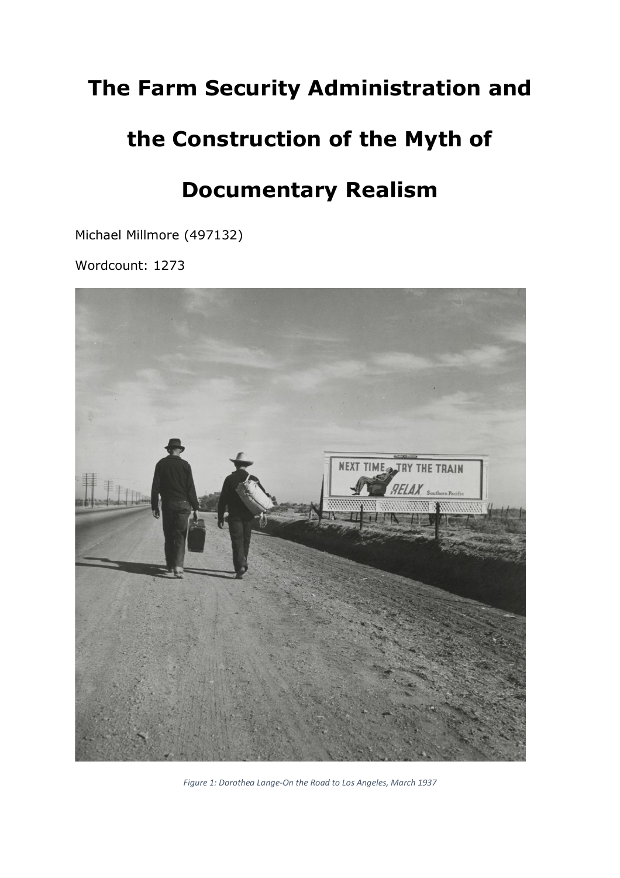# The Farm Security Administration and the Construction of the Myth of Documentary Realism

Michael Millmore (497132)

Wordcount: 1273

*Figure 1: Dorothea Lange-On the Road to Los Angeles, March 1937*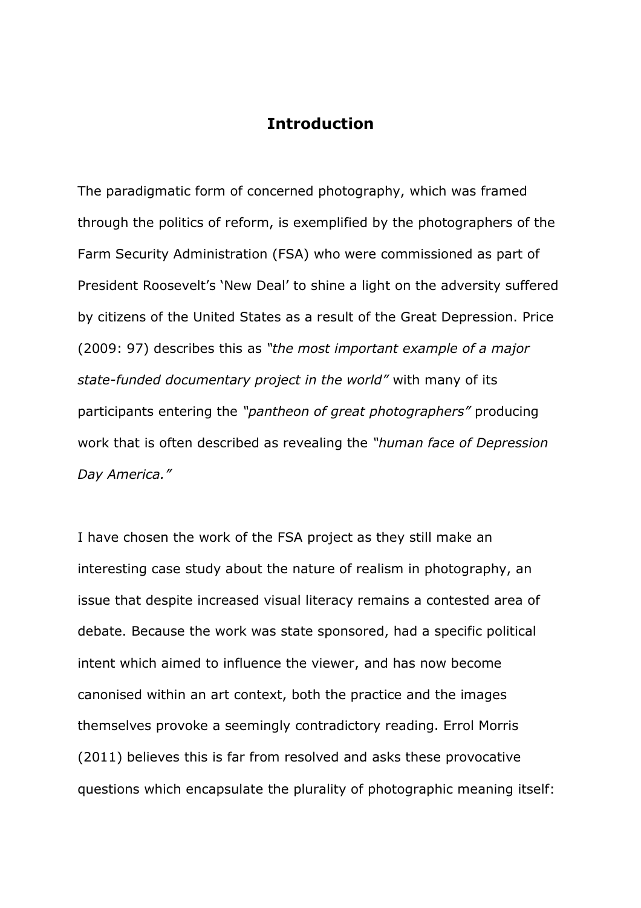# Introduction

The paradigmatic form of concerned photography, which was framed through the politics of reform, is exemplified by the photographers of the Farm Security Administration (FSA) who were commissioned as part of President Roosevelt's 'New Deal' to shine a light on the adversity suffered by citizens of the United States as a result of the Great Depression. Price (2009: 97) describes this as *"the most important example of a major state-funded documentary project in the world"* with many of its participants entering the *"pantheon of great photographers"* producing work that is often described as revealing the *"human face of Depression Day America."*

I have chosen the work of the FSA project as they still make an interesting case study about the nature of realism in photography, an issue that despite increased visual literacy remains a contested area of debate. Because the work was state sponsored, had a specific political intent which aimed to influence the viewer, and has now become canonised within an art context, both the practice and the images themselves provoke a seemingly contradictory reading. Errol Morris (2011) believes this is far from resolved and asks these provocative questions which encapsulate the plurality of photographic meaning itself: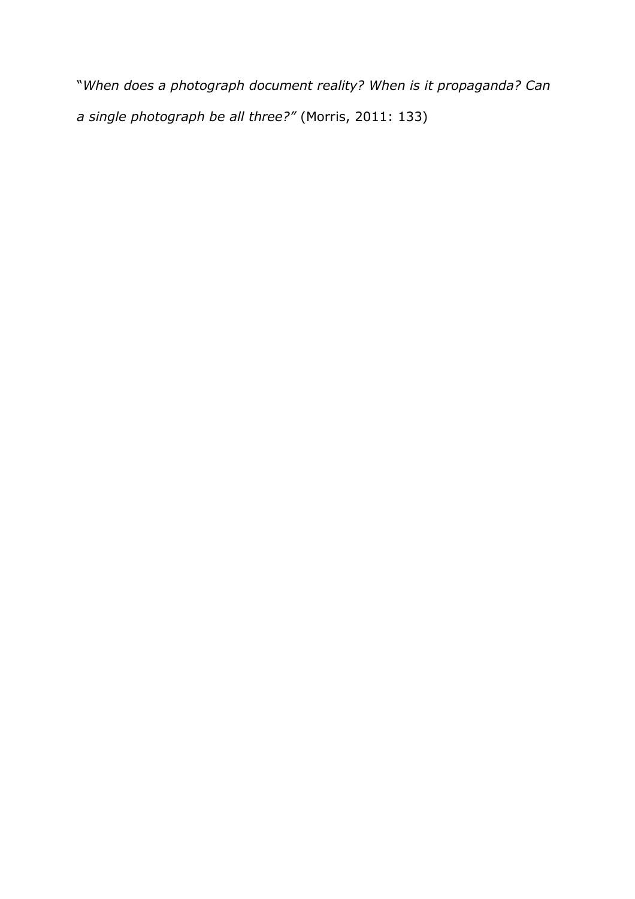"*When does a photograph document reality? When is it propaganda? Can a single photograph be all three?"* (Morris, 2011: 133)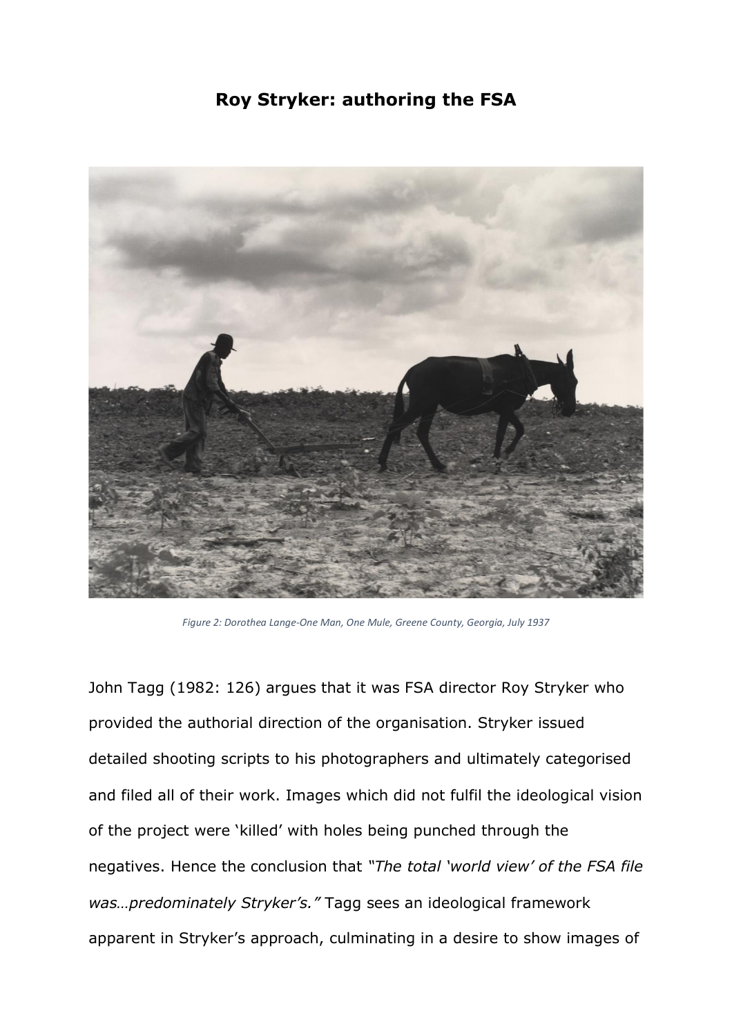## Roy Stryker: authoring the FSA

*Figure 2: Dorothea Lange-One Man, One Mule, Greene County, Georgia, July 1937*

John Tagg (1982: 126) argues that it was FSA director Roy Stryker who provided the authorial direction of the organisation. Stryker issued detailed shooting scripts to his photographers and ultimately categorised and filed all of their work. Images which did not fulfil the ideological vision of the project were 'killed' with holes being punched through the negatives. Hence the conclusion that *"The total 'world view' of the FSA file was…predominately Stryker's."* Tagg sees an ideological framework apparent in Stryker's approach, culminating in a desire to show images of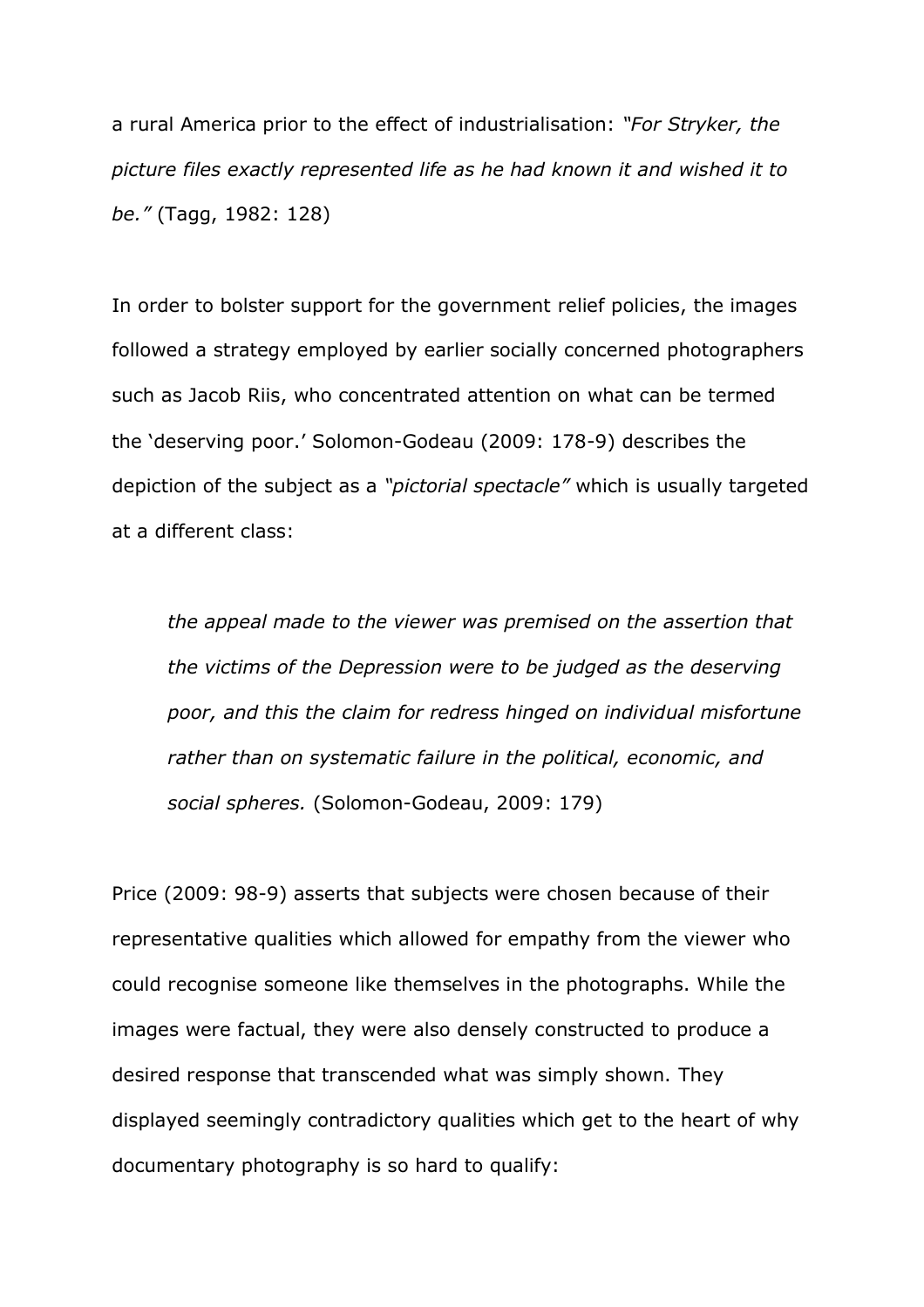a rural America prior to the effect of industrialisation: *"For Stryker, the picture files exactly represented life as he had known it and wished it to be."* (Tagg, 1982: 128)

In order to bolster support for the government relief policies, the images followed a strategy employed by earlier socially concerned photographers such as Jacob Riis, who concentrated attention on what can be termed the 'deserving poor.' Solomon-Godeau (2009: 178-9) describes the depiction of the subject as a *"pictorial spectacle"* which is usually targeted at a different class:

> *the appeal made to the viewer was premised on the assertion that the victims of the Depression were to be judged as the deserving poor, and this the claim for redress hinged on individual misfortune rather than on systematic failure in the political, economic, and social spheres.* (Solomon-Godeau, 2009: 179)

Price (2009: 98-9) asserts that subjects were chosen because of their representative qualities which allowed for empathy from the viewer who could recognise someone like themselves in the photographs. While the images were factual, they were also densely constructed to produce a desired response that transcended what was simply shown. They displayed seemingly contradictory qualities which get to the heart of why documentary photography is so hard to qualify: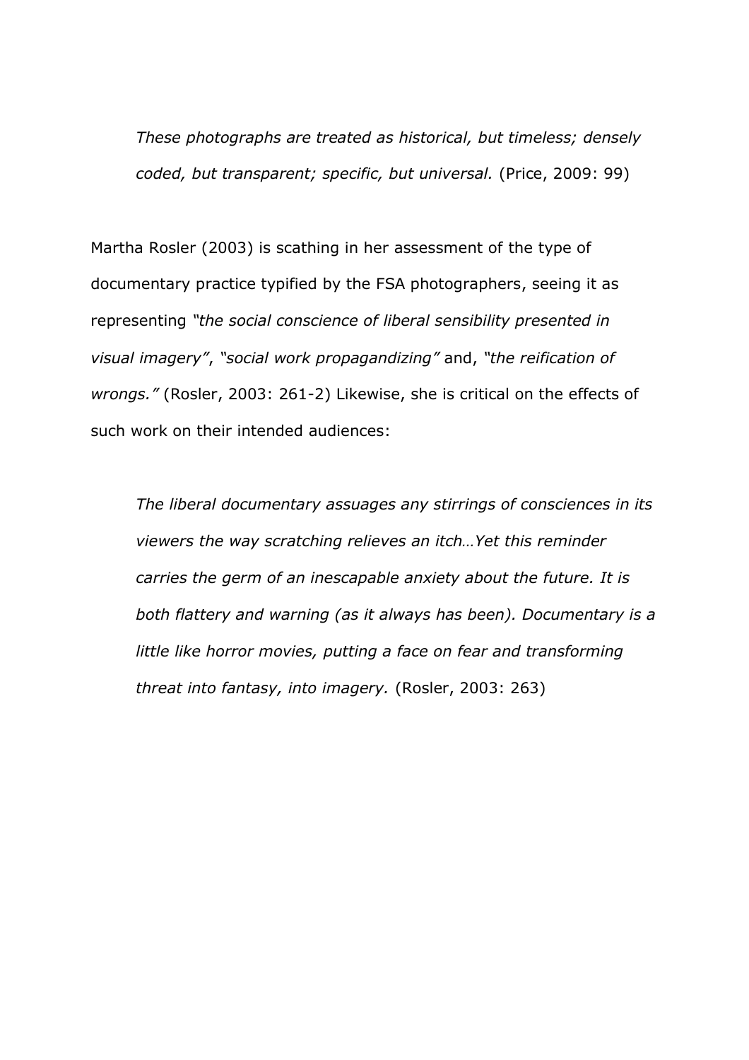> *These photographs are treated as historical, but timeless; densely coded, but transparent; specific, but universal.* (Price, 2009: 99)

Martha Rosler (2003) is scathing in her assessment of the type of documentary practice typified by the FSA photographers, seeing it as representing *"the social conscience of liberal sensibility presented in visual imagery"*, *"social work propagandizing"* and, *"the reification of wrongs."* (Rosler, 2003: 261-2) Likewise, she is critical on the effects of such work on their intended audiences:

> *The liberal documentary assuages any stirrings of consciences in its viewers the way scratching relieves an itch…Yet this reminder carries the germ of an inescapable anxiety about the future. It is both flattery and warning (as it always has been). Documentary is a little like horror movies, putting a face on fear and transforming threat into fantasy, into imagery.* (Rosler, 2003: 263)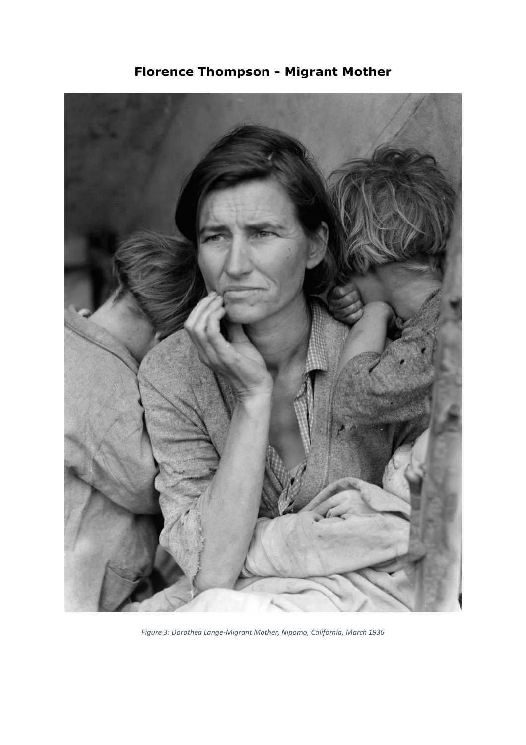## Florence Thompson - Migrant Mother

*Figure 3: Dorothea Lange-Migrant Mother, Nipomo, California, March 1936*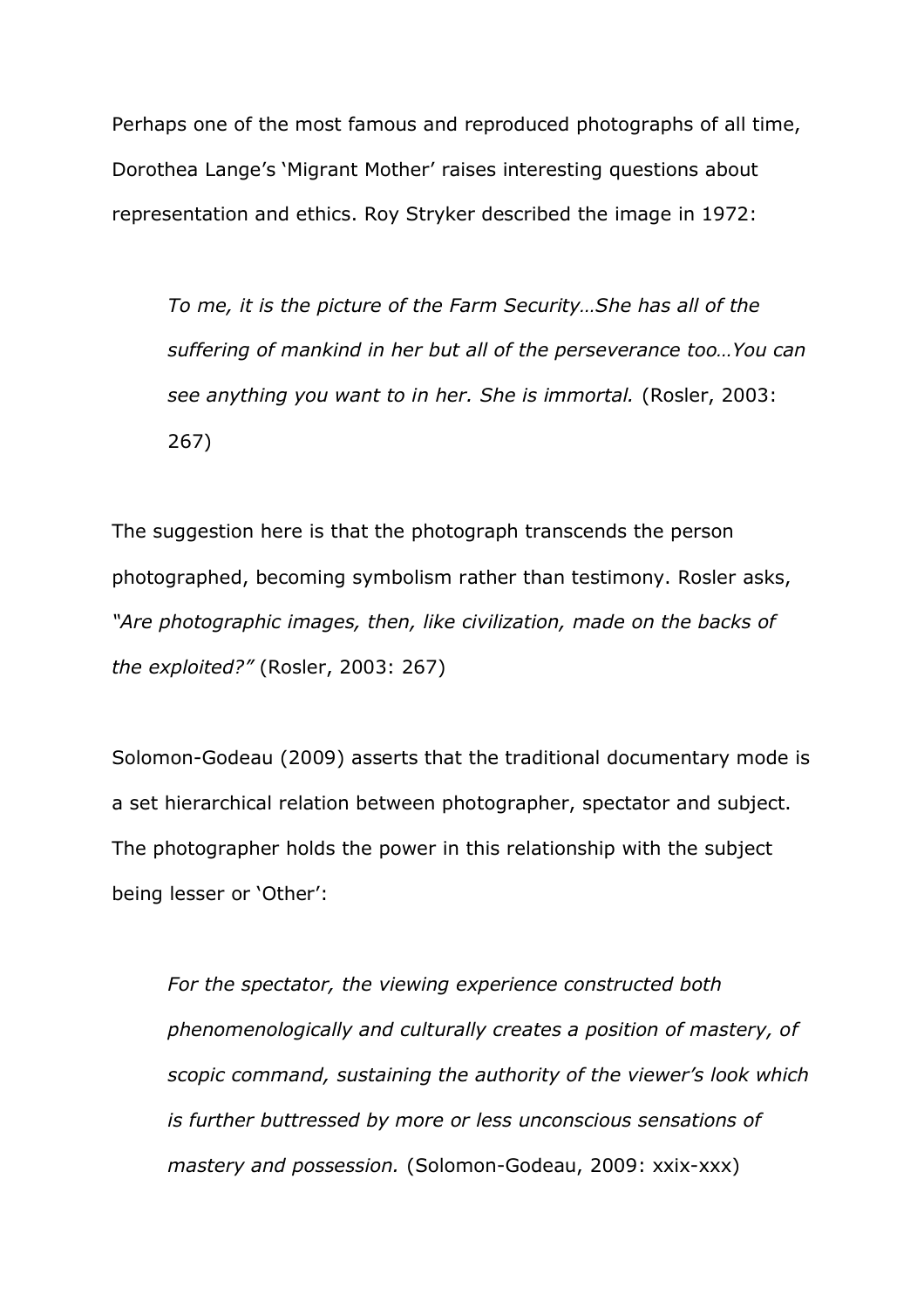Perhaps one of the most famous and reproduced photographs of all time, Dorothea Lange's 'Migrant Mother' raises interesting questions about representation and ethics. Roy Stryker described the image in 1972:

> *To me, it is the picture of the Farm Security…She has all of the suffering of mankind in her but all of the perseverance too…You can see anything you want to in her. She is immortal.* (Rosler, 2003: 267)

The suggestion here is that the photograph transcends the person photographed, becoming symbolism rather than testimony. Rosler asks, *"Are photographic images, then, like civilization, made on the backs of the exploited?"* (Rosler, 2003: 267)

Solomon-Godeau (2009) asserts that the traditional documentary mode is a set hierarchical relation between photographer, spectator and subject. The photographer holds the power in this relationship with the subject being lesser or 'Other':

> *For the spectator, the viewing experience constructed both phenomenologically and culturally creates a position of mastery, of scopic command, sustaining the authority of the viewer's look which is further buttressed by more or less unconscious sensations of mastery and possession.* (Solomon-Godeau, 2009: xxix-xxx)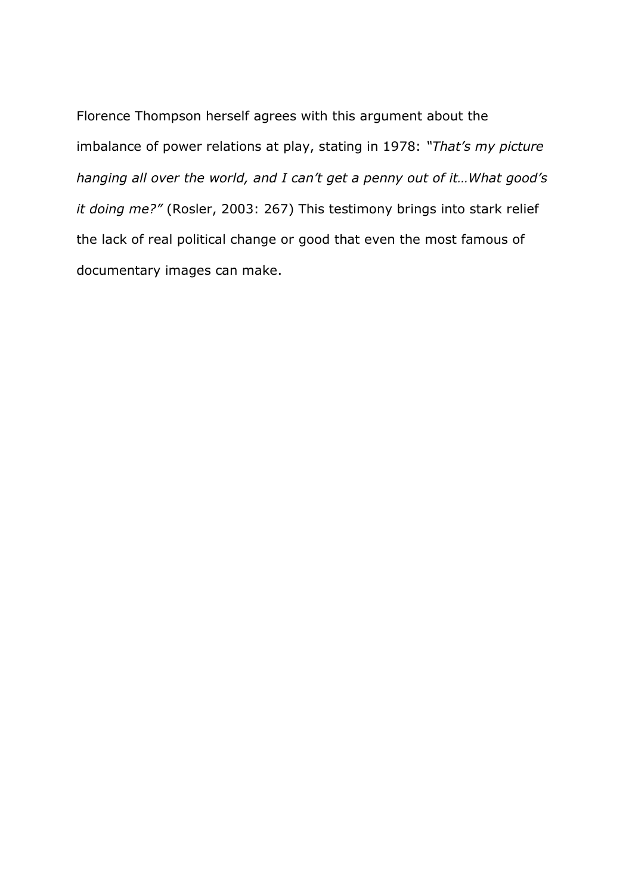Florence Thompson herself agrees with this argument about the imbalance of power relations at play, stating in 1978: *"That's my picture hanging all over the world, and I can't get a penny out of it…What good's it doing me?"* (Rosler, 2003: 267) This testimony brings into stark relief the lack of real political change or good that even the most famous of documentary images can make.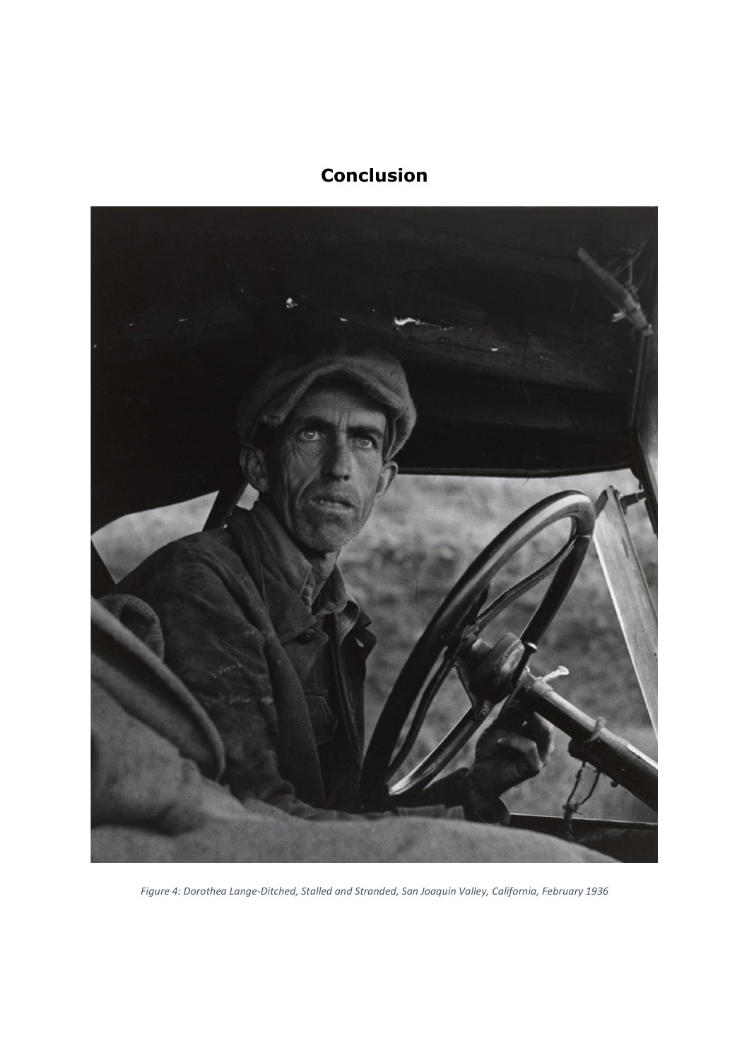## Conclusion

*Figure 4: Dorothea Lange-Ditched, Stalled and Stranded, San Joaquin Valley, California, February 1936*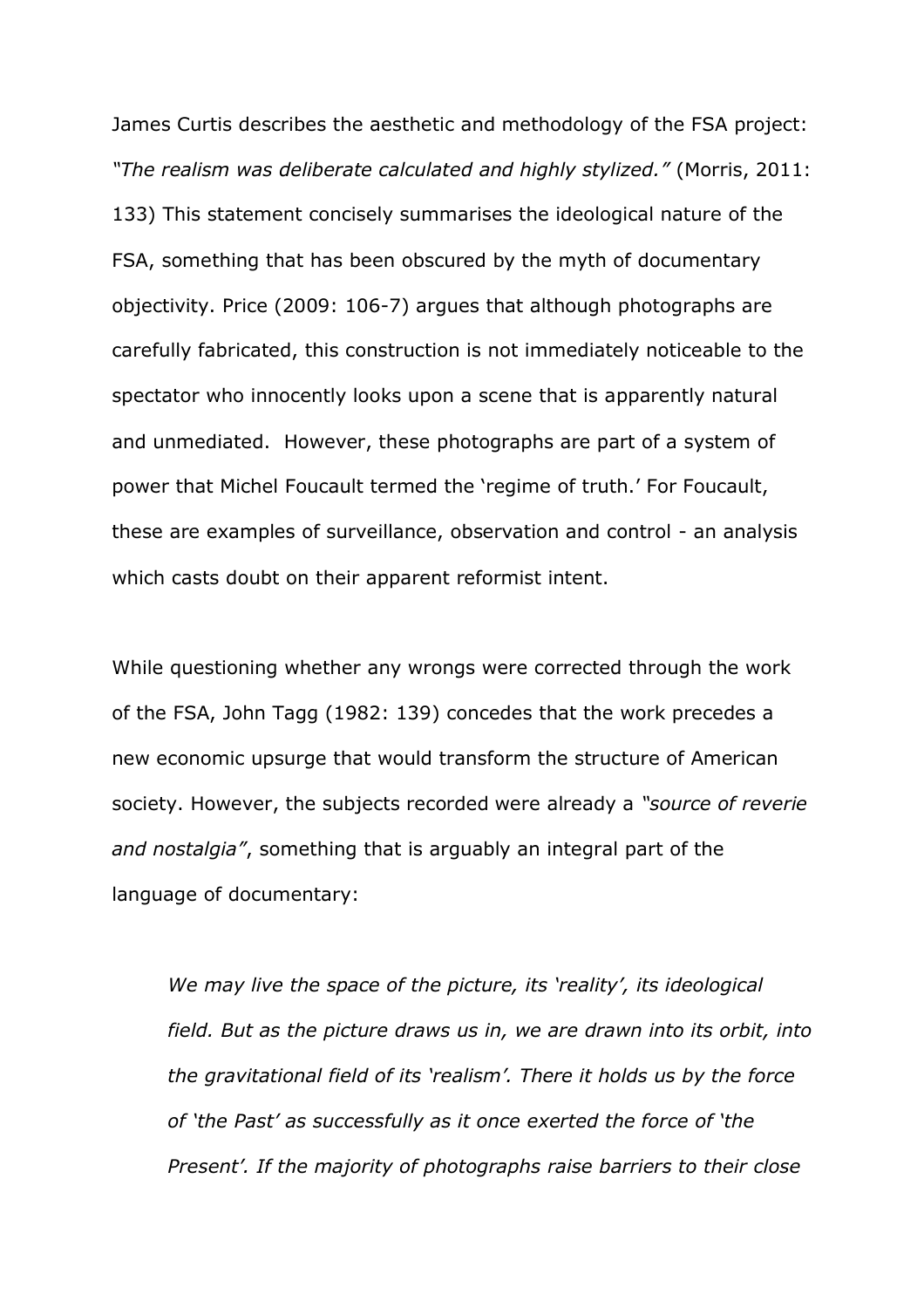James Curtis describes the aesthetic and methodology of the FSA project: *"The realism was deliberate calculated and highly stylized."* (Morris, 2011: 133) This statement concisely summarises the ideological nature of the FSA, something that has been obscured by the myth of documentary objectivity. Price (2009: 106-7) argues that although photographs are carefully fabricated, this construction is not immediately noticeable to the spectator who innocently looks upon a scene that is apparently natural and unmediated. However, these photographs are part of a system of power that Michel Foucault termed the 'regime of truth.' For Foucault, these are examples of surveillance, observation and control - an analysis which casts doubt on their apparent reformist intent.

While questioning whether any wrongs were corrected through the work of the FSA, John Tagg (1982: 139) concedes that the work precedes a new economic upsurge that would transform the structure of American society. However, the subjects recorded were already a *"source of reverie and nostalgia"*, something that is arguably an integral part of the language of documentary:

> *We may live the space of the picture, its 'reality', its ideological field. But as the picture draws us in, we are drawn into its orbit, into the gravitational field of its 'realism'. There it holds us by the force of 'the Past' as successfully as it once exerted the force of 'the Present'. If the majority of photographs raise barriers to their close*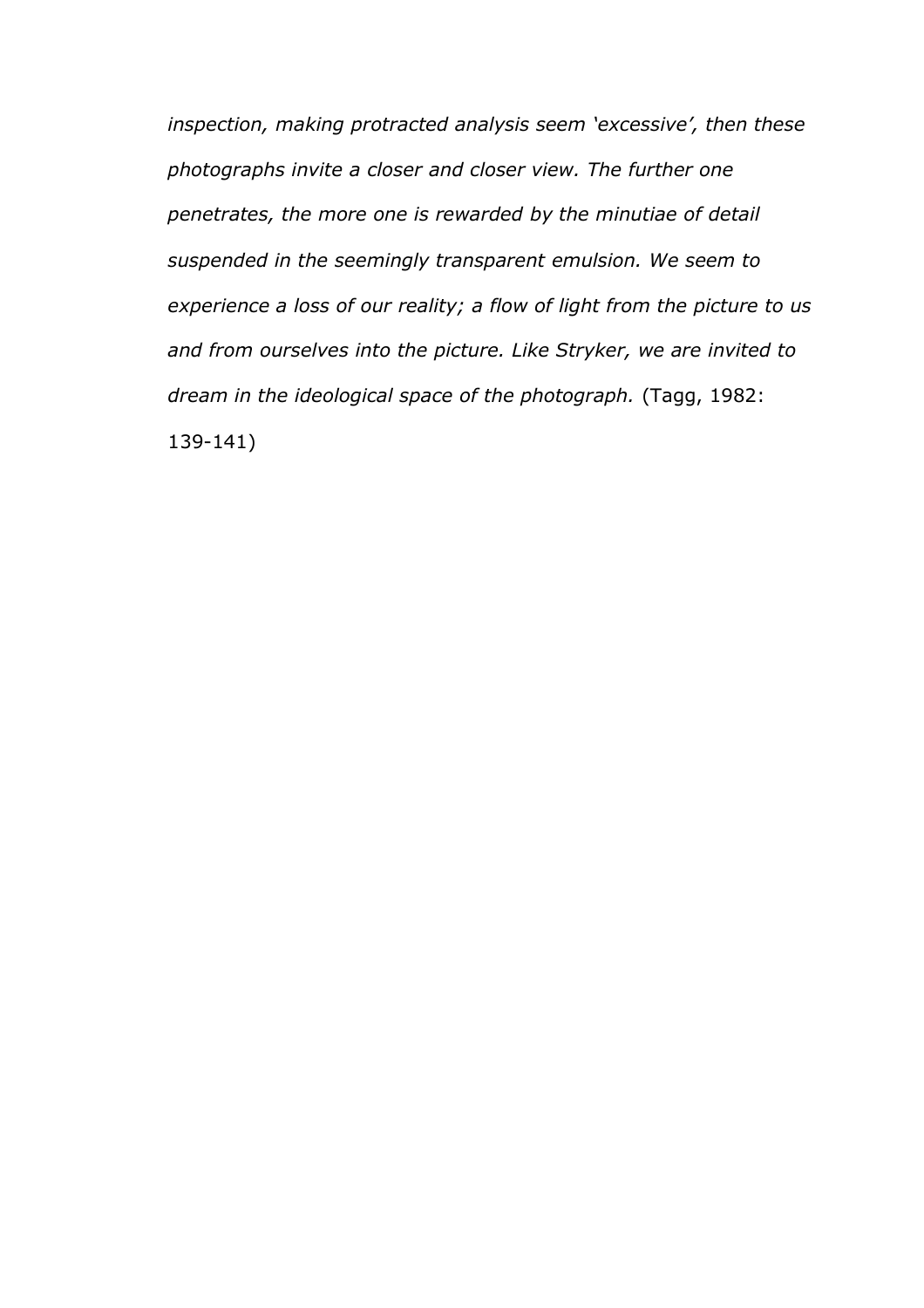*inspection, making protracted analysis seem 'excessive', then these photographs invite a closer and closer view. The further one penetrates, the more one is rewarded by the minutiae of detail suspended in the seemingly transparent emulsion. We seem to experience a loss of our reality; a flow of light from the picture to us and from ourselves into the picture. Like Stryker, we are invited to dream in the ideological space of the photograph.* (Tagg, 1982: 139-141)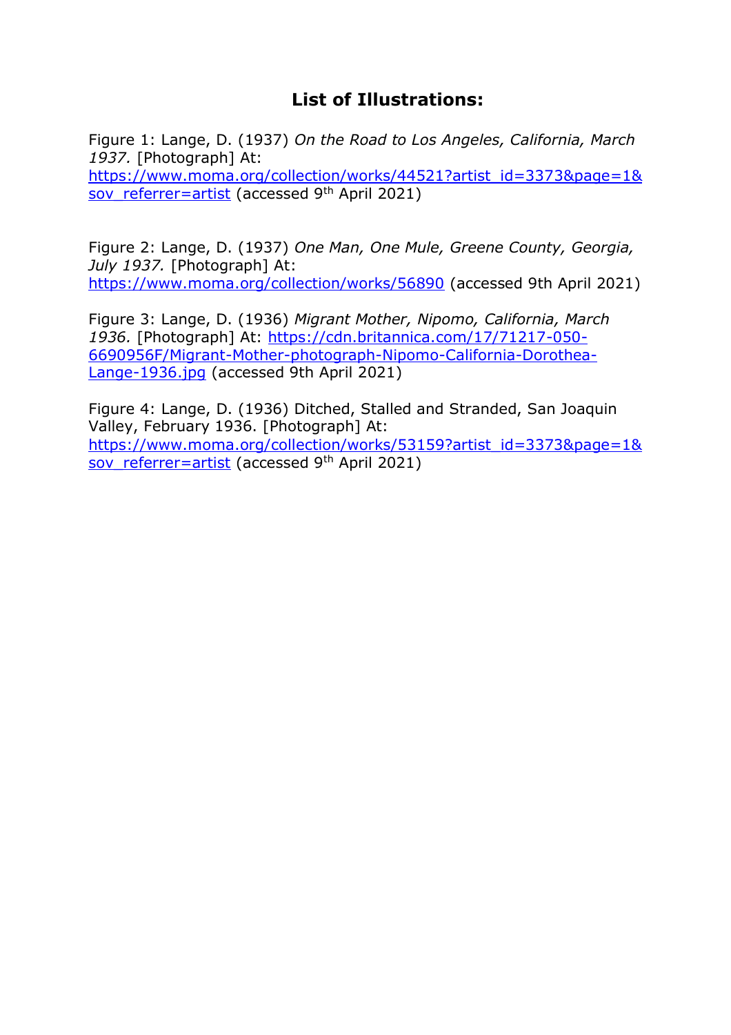## List of Illustrations:

Figure 1: Lange, D. (1937) *On the Road to Los Angeles, California, March 1937.* [Photograph] At: https://www.moma.org/collection/works/44521?artist_id=3373&page=1&sov_referrer=artist (accessed 9th April 2021)

Figure 2: Lange, D. (1937) *One Man, One Mule, Greene County, Georgia, July 1937.* [Photograph] At: https://www.moma.org/collection/works/56890 (accessed 9th April 2021)

Figure 3: Lange, D. (1936) *Migrant Mother, Nipomo, California, March 1936.* [Photograph] At: https://cdn.britannica.com/17/71217-050-6690956F/Migrant-Mother-photograph-Nipomo-California-Dorothea-Lange-1936.jpg (accessed 9th April 2021)

Figure 4: Lange, D. (1936) Ditched, Stalled and Stranded, San Joaquin Valley, February 1936. [Photograph] At: https://www.moma.org/collection/works/53159?artist_id=3373&page=1&sov_referrer=artist (accessed 9th April 2021)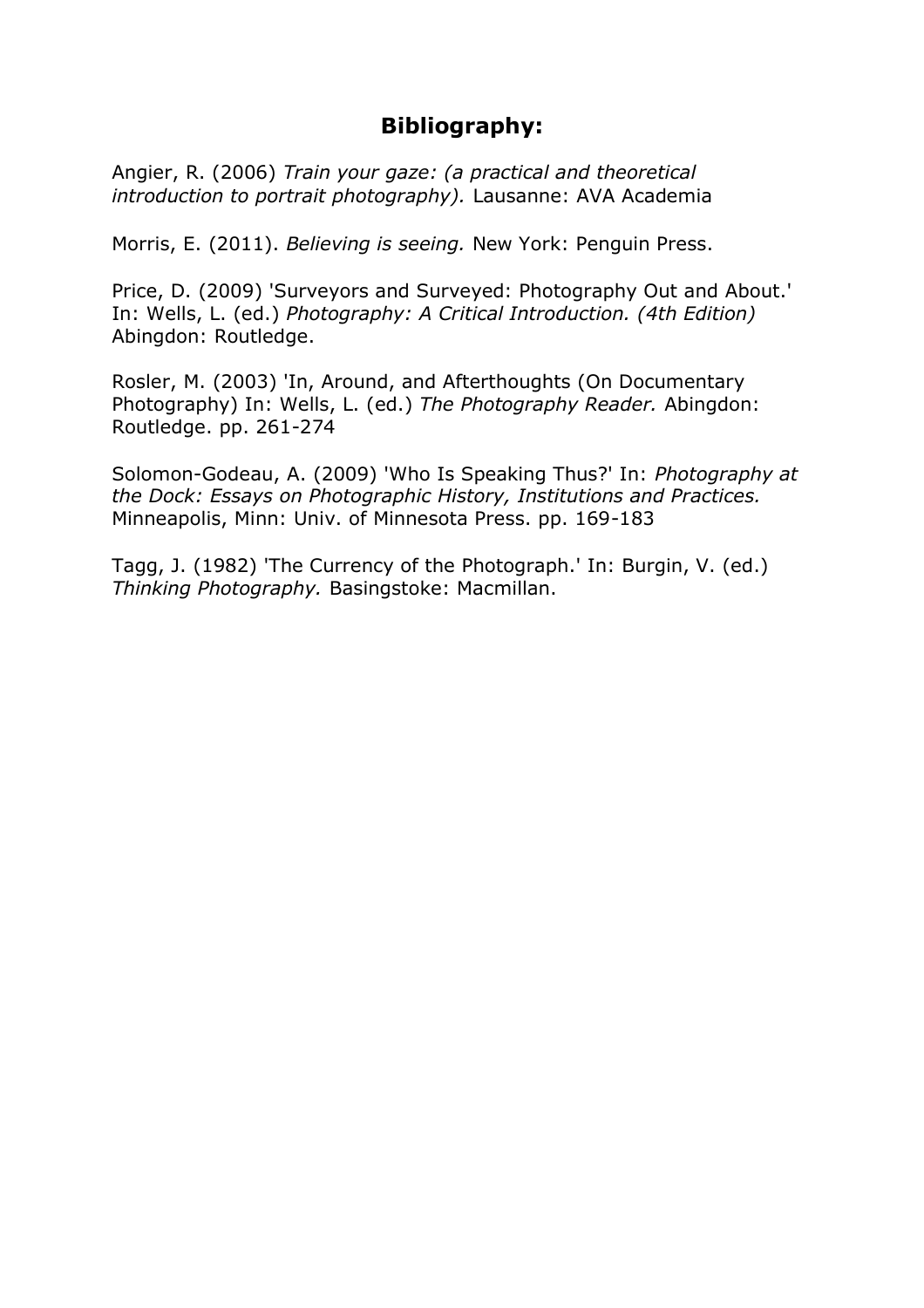## Bibliography:

Angier, R. (2006) *Train your gaze: (a practical and theoretical introduction to portrait photography).* Lausanne: AVA Academia

Morris, E. (2011). *Believing is seeing.* New York: Penguin Press.

Price, D. (2009) 'Surveyors and Surveyed: Photography Out and About.' In: Wells, L. (ed.) *Photography: A Critical Introduction. (4th Edition)* Abingdon: Routledge.

Rosler, M. (2003) 'In, Around, and Afterthoughts (On Documentary Photography) In: Wells, L. (ed.) *The Photography Reader.* Abingdon: Routledge. pp. 261-274

Solomon-Godeau, A. (2009) 'Who Is Speaking Thus?' In: *Photography at the Dock: Essays on Photographic History, Institutions and Practices.* Minneapolis, Minn: Univ. of Minnesota Press. pp. 169-183

Tagg, J. (1982) 'The Currency of the Photograph.' In: Burgin, V. (ed.) *Thinking Photography.* Basingstoke: Macmillan.